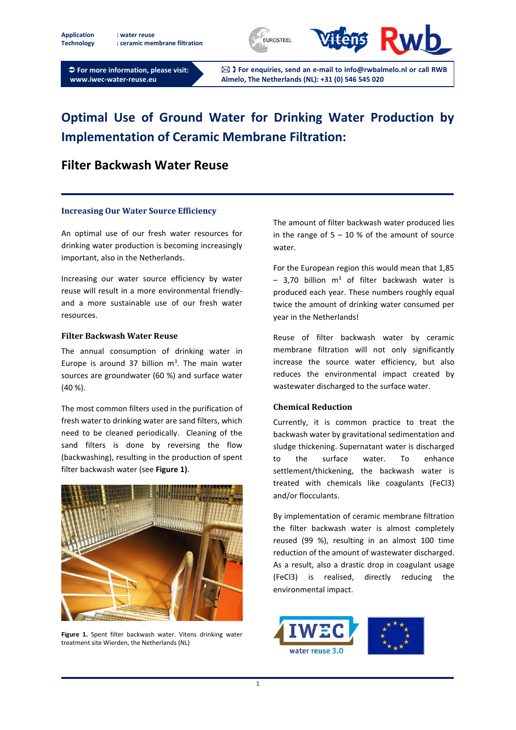Application : water reuse
Technology : ceramic membrane filtration

➲ For more information, please visit: www.iwec-water-reuse.eu

✉ ☎ For enquiries, send an e-mail to info@rwbalmelo.nl or call RWB Almelo, The Netherlands (NL): +31 (0) 546 545 020

# Optimal Use of Ground Water for Drinking Water Production by Implementation of Ceramic Membrane Filtration:

## Filter Backwash Water Reuse

### Increasing Our Water Source Efficiency

An optimal use of our fresh water resources for drinking water production is becoming increasingly important, also in the Netherlands.

Increasing our water source efficiency by water reuse will result in a more environmental friendly- and a more sustainable use of our fresh water resources.

### Filter Backwash Water Reuse

The annual consumption of drinking water in Europe is around 37 billion $m^3$. The main water sources are groundwater (60 %) and surface water (40 %).

The most common filters used in the purification of fresh water to drinking water are sand filters, which need to be cleaned periodically. Cleaning of the sand filters is done by reversing the flow (backwashing), resulting in the production of spent filter backwash water (see **Figure 1)**.

**Figure 1.** Spent filter backwash water. Vitens drinking water treatment site Wierden, the Netherlands (NL)

The amount of filter backwash water produced lies in the range of 5 – 10 % of the amount of source water.

For the European region this would mean that 1,85 – 3,70 billion $m^3$ of filter backwash water is produced each year. These numbers roughly equal twice the amount of drinking water consumed per year in the Netherlands!

Reuse of filter backwash water by ceramic membrane filtration will not only significantly increase the source water efficiency, but also reduces the environmental impact created by wastewater discharged to the surface water.

### Chemical Reduction

Currently, it is common practice to treat the backwash water by gravitational sedimentation and sludge thickening. Supernatant water is discharged to the surface water. To enhance settlement/thickening, the backwash water is treated with chemicals like coagulants ($FeCl_3$) and/or flocculants.

By implementation of ceramic membrane filtration the filter backwash water is almost completely reused (99 %), resulting in an almost 100 time reduction of the amount of wastewater discharged. As a result, also a drastic drop in coagulant usage ($FeCl_3$) is realised, directly reducing the environmental impact.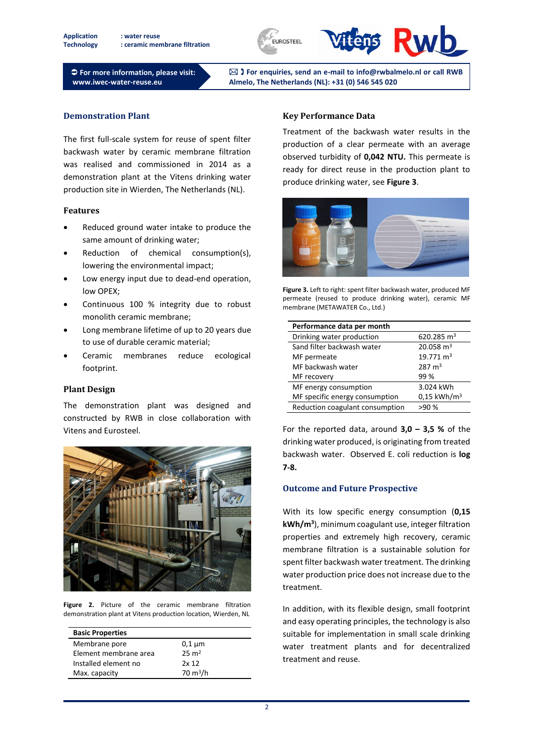Application : water reuse
Technology : ceramic membrane filtration

➲ For more information, please visit: www.iwec-water-reuse.eu

✉ ☎ For enquiries, send an e-mail to info@rwbalmelo.nl or call RWB Almelo, The Netherlands (NL): +31 (0) 546 545 020

## Demonstration Plant

The first full-scale system for reuse of spent filter backwash water by ceramic membrane filtration was realised and commissioned in 2014 as a demonstration plant at the Vitens drinking water production site in Wierden, The Netherlands (NL).

### Features

- Reduced ground water intake to produce the same amount of drinking water;
- Reduction of chemical consumption(s), lowering the environmental impact;
- Low energy input due to dead-end operation, low OPEX;
- Continuous 100 % integrity due to robust monolith ceramic membrane;
- Long membrane lifetime of up to 20 years due to use of durable ceramic material;
- Ceramic membranes reduce ecological footprint.

### Plant Design

The demonstration plant was designed and constructed by RWB in close collaboration with Vitens and Eurosteel.

**Figure 2.** Picture of the ceramic membrane filtration demonstration plant at Vitens production location, Wierden, NL

| Basic Properties | |
|---|---|
| Membrane pore | 0,1 µm |
| Element membrane area | 25 m$^2$ |
| Installed element no | 2x 12 |
| Max. capacity | 70 m$^3$/h |

## Key Performance Data

Treatment of the backwash water results in the production of a clear permeate with an average observed turbidity of **0,042 NTU.** This permeate is ready for direct reuse in the production plant to produce drinking water, see **Figure 3**.

**Figure 3.** Left to right: spent filter backwash water, produced MF permeate (reused to produce drinking water), ceramic MF membrane (METAWATER Co., Ltd.)

| Performance data per month | |
|---|---|
| Drinking water production | 620.285 m$^3$ |
| Sand filter backwash water | 20.058 m$^3$ |
| MF permeate | 19.771 m$^3$ |
| MF backwash water | 287 m$^3$ |
| MF recovery | 99 % |
| MF energy consumption | 3.024 kWh |
| MF specific energy consumption | 0,15 kWh/m$^3$ |
| Reduction coagulant consumption | >90 % |

For the reported data, around **3,0 – 3,5 %** of the drinking water produced, is originating from treated backwash water. Observed E. coli reduction is **log 7-8.**

## Outcome and Future Prospective

With its low specific energy consumption (**0,15 kWh/m$^3$**), minimum coagulant use, integer filtration properties and extremely high recovery, ceramic membrane filtration is a sustainable solution for spent filter backwash water treatment. The drinking water production price does not increase due to the treatment.

In addition, with its flexible design, small footprint and easy operating principles, the technology is also suitable for implementation in small scale drinking water treatment plants and for decentralized treatment and reuse.